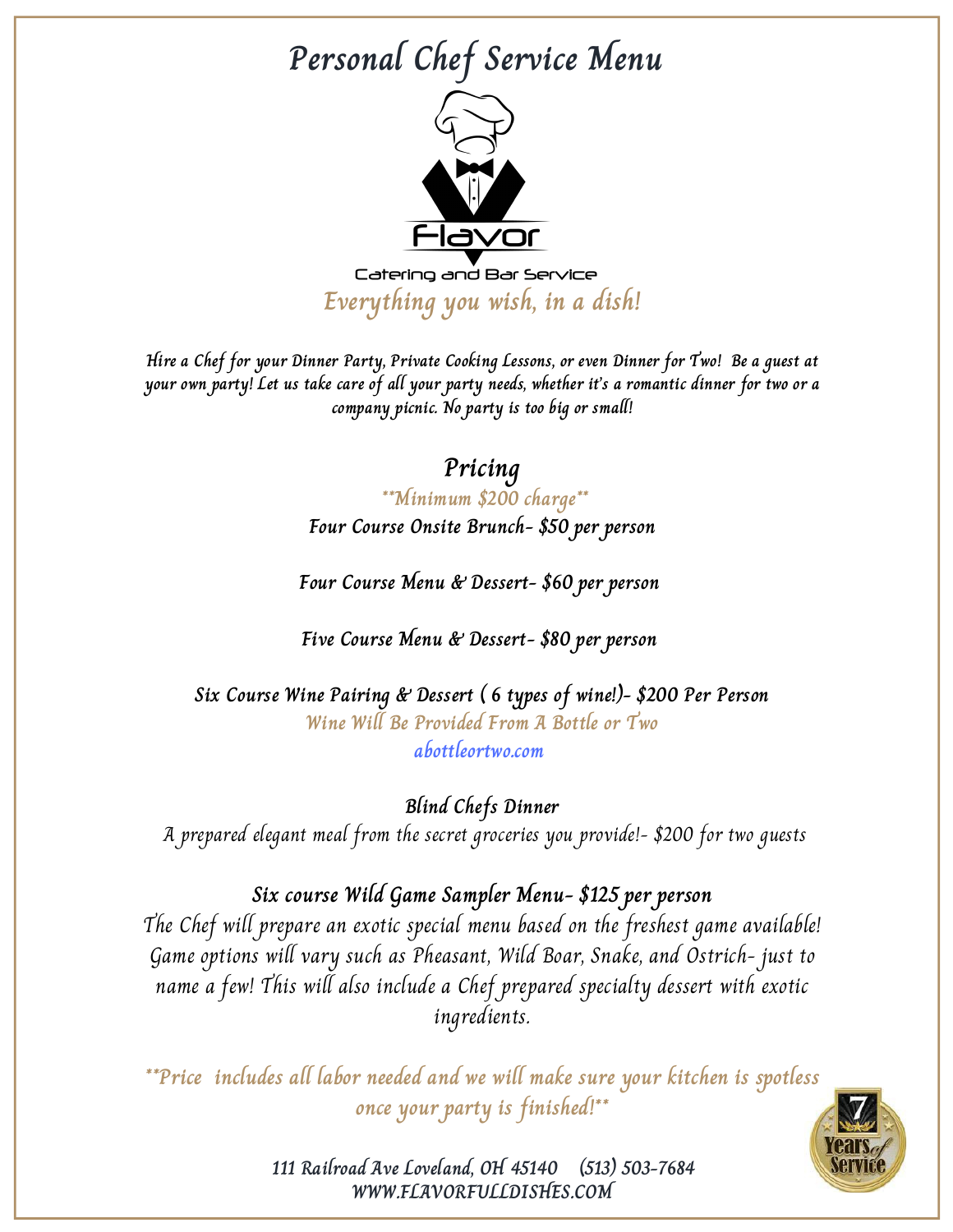# Personal Chef Service Menu

Flavor

Catering and Bar Service

*Everything you wish, in a dish!*

*Hire a Chef for your Dinner Party, Private Cooking Lessons, or even Dinner for Two! Be a guest at your own party! Let us take care of all your party needs, whether it's a romantic dinner for two or a company picnic. No party is too big or small!*

## Pricing

**Minimum $200 charge**

**Four Course Onsite Brunch- $50 per person**

**Four Course Menu & Dessert- $60 per person**

**Five Course Menu & Dessert- $80 per person**

**Six Course Wine Pairing & Dessert ( 6 types of wine!)- $200 Per Person**

Wine Will Be Provided From A Bottle or Two

abottleortwo.com

**Blind Chefs Dinner**

A prepared elegant meal from the secret groceries you provide!- $200 for two guests

**Six course Wild Game Sampler Menu- $125 per person**

The Chef will prepare an exotic special menu based on the freshest game available! Game options will vary such as Pheasant, Wild Boar, Snake, and Ostrich- just to name a few! This will also include a Chef prepared specialty dessert with exotic ingredients.

**Price includes all labor needed and we will make sure your kitchen is spotless once your party is finished!**

111 Railroad Ave Loveland, OH 45140 (513) 503-7684

WWW.FLAVORFULLDISHES.COM

7 Years of Service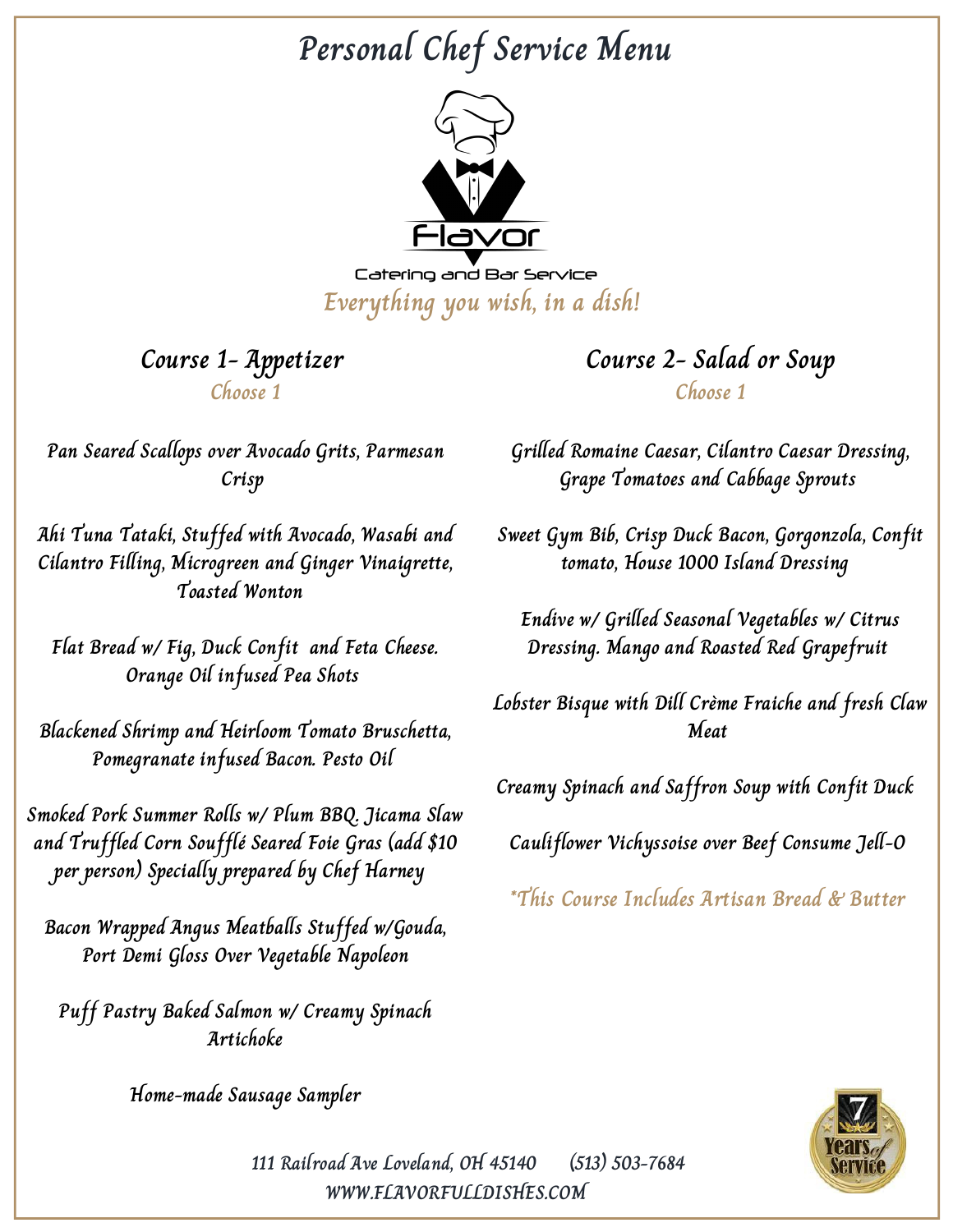# Personal Chef Service Menu

Flavor

Catering and Bar Service

*Everything you wish, in a dish!*

## Course 1- Appetizer

*Choose 1*

Pan Seared Scallops over Avocado Grits, Parmesan Crisp

Ahi Tuna Tataki, Stuffed with Avocado, Wasabi and Cilantro Filling, Microgreen and Ginger Vinaigrette, Toasted Wonton

Flat Bread w/ Fig, Duck Confit and Feta Cheese. Orange Oil infused Pea Shots

Blackened Shrimp and Heirloom Tomato Bruschetta, Pomegranate infused Bacon. Pesto Oil

Smoked Pork Summer Rolls w/ Plum BBQ. Jicama Slaw and Truffled Corn Soufflé Seared Foie Gras (add $10 per person) Specially prepared by Chef Harney

Bacon Wrapped Angus Meatballs Stuffed w/Gouda, Port Demi Gloss Over Vegetable Napoleon

Puff Pastry Baked Salmon w/ Creamy Spinach Artichoke

Home-made Sausage Sampler

## Course 2- Salad or Soup

*Choose 1*

Grilled Romaine Caesar, Cilantro Caesar Dressing, Grape Tomatoes and Cabbage Sprouts

Sweet Gym Bib, Crisp Duck Bacon, Gorgonzola, Confit tomato, House 1000 Island Dressing

Endive w/ Grilled Seasonal Vegetables w/ Citrus Dressing. Mango and Roasted Red Grapefruit

Lobster Bisque with Dill Crème Fraiche and fresh Claw Meat

Creamy Spinach and Saffron Soup with Confit Duck

Cauliflower Vichyssoise over Beef Consume Jell-O

*This Course Includes Artisan Bread & Butter

7 Years of Service

111 Railroad Ave Loveland, OH 45140 (513) 503-7684

WWW.FLAVORFULLDISHES.COM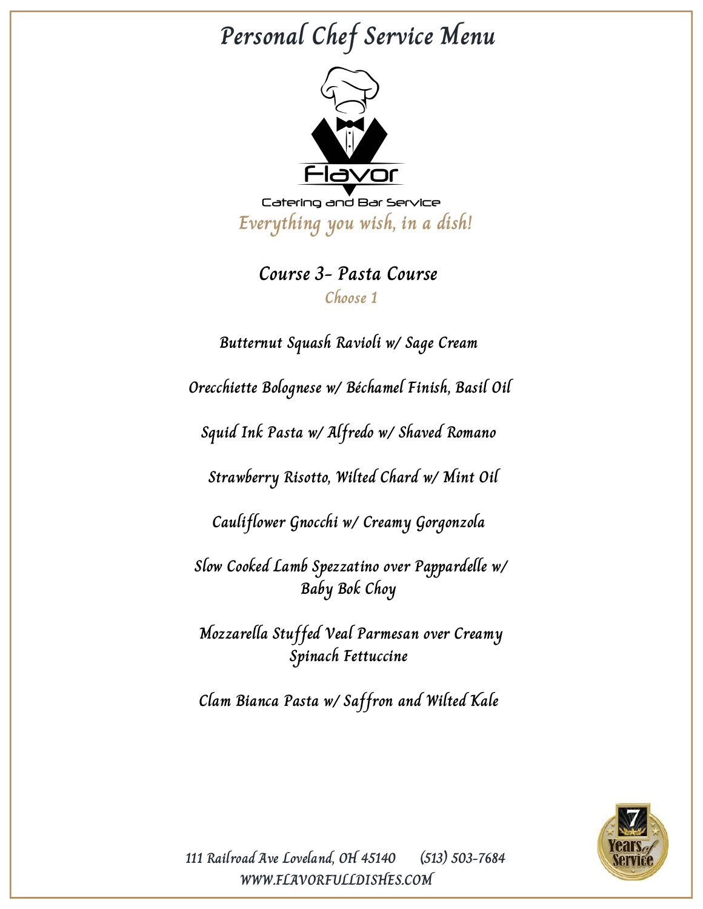# Personal Chef Service Menu

Flavor

Catering and Bar Service

*Everything you wish, in a dish!*

## Course 3- Pasta Course

*Choose 1*

Butternut Squash Ravioli w/ Sage Cream

Orecchiette Bolognese w/ Béchamel Finish, Basil Oil

Squid Ink Pasta w/ Alfredo w/ Shaved Romano

Strawberry Risotto, Wilted Chard w/ Mint Oil

Cauliflower Gnocchi w/ Creamy Gorgonzola

Slow Cooked Lamb Spezzatino over Pappardelle w/ Baby Bok Choy

Mozzarella Stuffed Veal Parmesan over Creamy Spinach Fettuccine

Clam Bianca Pasta w/ Saffron and Wilted Kale

111 Railroad Ave Loveland, OH 45140 (513) 503-7684

WWW.FLAVORFULLDISHES.COM

7 Years of Service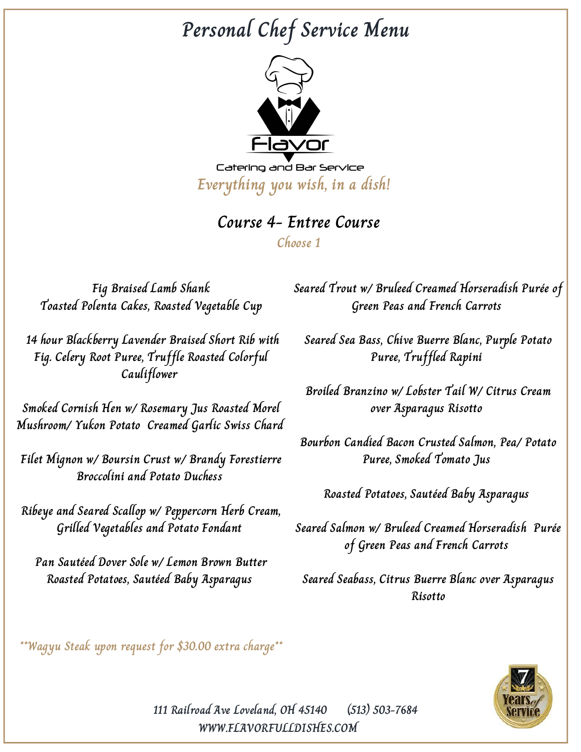# Personal Chef Service Menu

Flavor

Catering and Bar Service

*Everything you wish, in a dish!*

## Course 4- Entree Course

*Choose 1*

Fig Braised Lamb Shank
Toasted Polenta Cakes, Roasted Vegetable Cup

14 hour Blackberry Lavender Braised Short Rib with Fig. Celery Root Puree, Truffle Roasted Colorful Cauliflower

Smoked Cornish Hen w/ Rosemary Jus Roasted Morel Mushroom/ Yukon Potato Creamed Garlic Swiss Chard

Filet Mignon w/ Boursin Crust w/ Brandy Forestierre Broccolini and Potato Duchess

Ribeye and Seared Scallop w/ Peppercorn Herb Cream, Grilled Vegetables and Potato Fondant

Pan Sautéed Dover Sole w/ Lemon Brown Butter Roasted Potatoes, Sautéed Baby Asparagus

Seared Trout w/ Bruleed Creamed Horseradish Purée of Green Peas and French Carrots

Seared Sea Bass, Chive Buerre Blanc, Purple Potato Puree, Truffled Rapini

Broiled Branzino w/ Lobster Tail W/ Citrus Cream over Asparagus Risotto

Bourbon Candied Bacon Crusted Salmon, Pea/ Potato Puree, Smoked Tomato Jus

Roasted Potatoes, Sautéed Baby Asparagus

Seared Salmon w/ Bruleed Creamed Horseradish Purée of Green Peas and French Carrots

Seared Seabass, Citrus Buerre Blanc over Asparagus Risotto

\*\*Wagyu Steak upon request for $30.00 extra charge\*\*

111 Railroad Ave Loveland, OH 45140 (513) 503-7684
WWW.FLAVORFULLDISHES.COM

7 Years of Service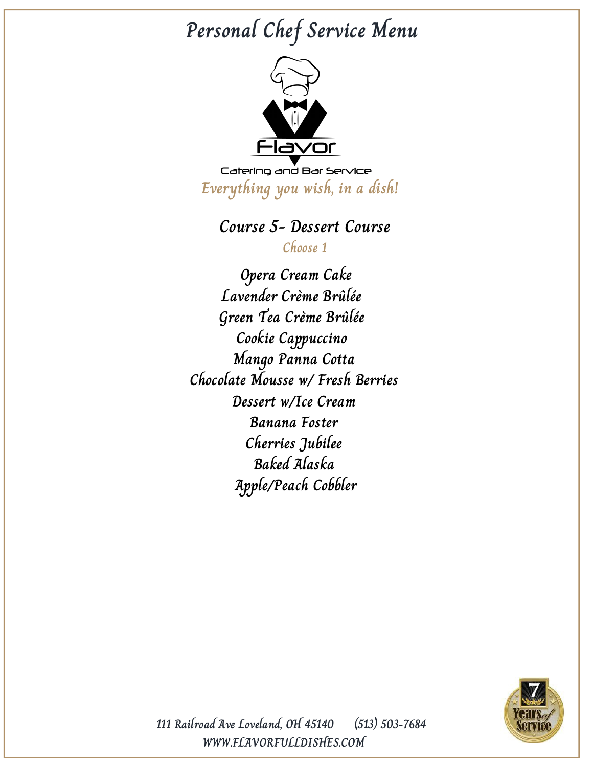# Personal Chef Service Menu

Flavor

Catering and Bar Service

*Everything you wish, in a dish!*

## Course 5- Dessert Course

*Choose 1*

Opera Cream Cake
Lavender Crème Brûlée
Green Tea Crème Brûlée
Cookie Cappuccino
Mango Panna Cotta
Chocolate Mousse w/ Fresh Berries
Dessert w/Ice Cream
Banana Foster
Cherries Jubilee
Baked Alaska
Apple/Peach Cobbler

111 Railroad Ave Loveland, OH 45140 (513) 503-7684
WWW.FLAVORFULLDISHES.COM

7 Years of Service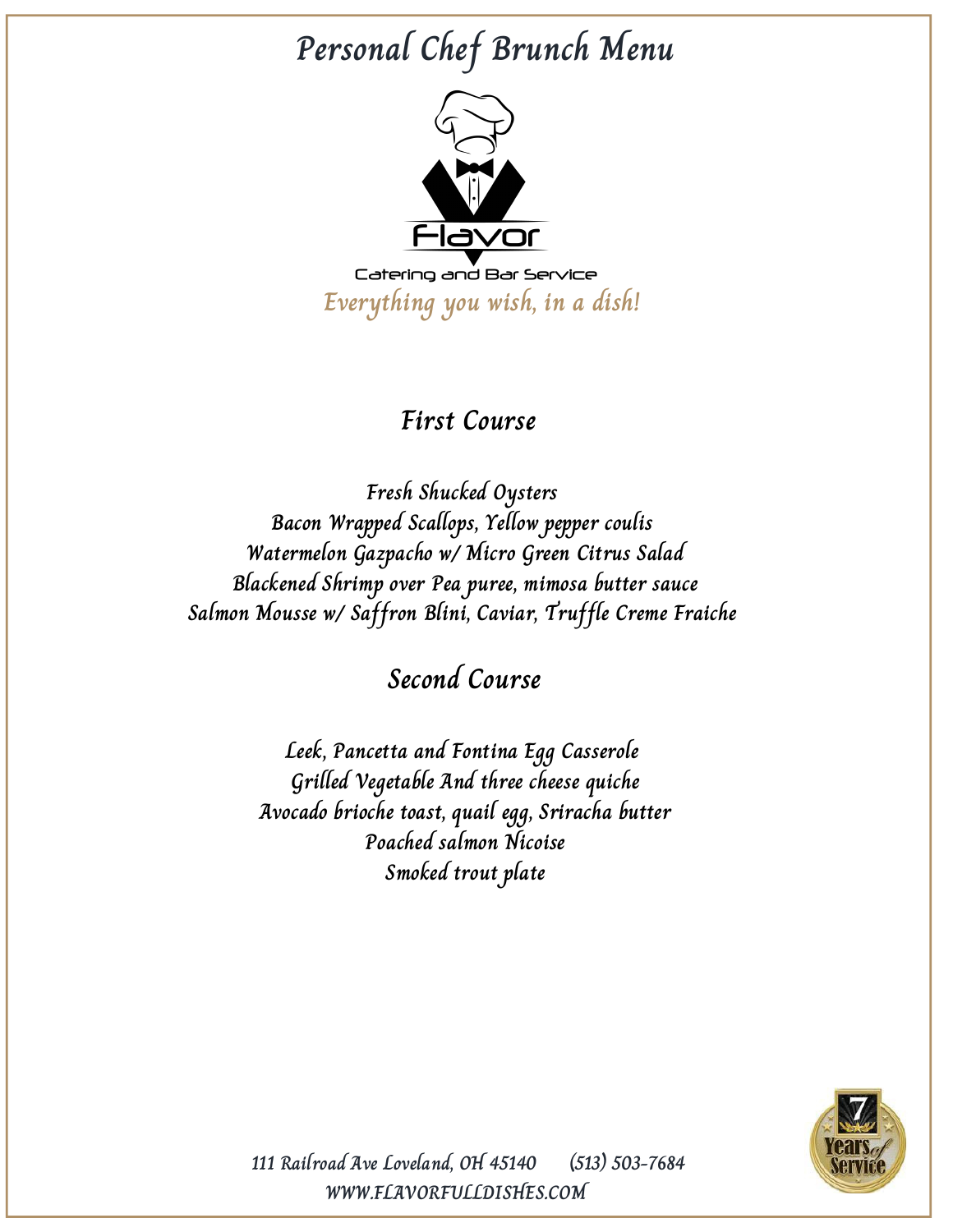# Personal Chef Brunch Menu

Flavor

Catering and Bar Service

*Everything you wish, in a dish!*

## First Course

Fresh Shucked Oysters
Bacon Wrapped Scallops, Yellow pepper coulis
Watermelon Gazpacho w/ Micro Green Citrus Salad
Blackened Shrimp over Pea puree, mimosa butter sauce
Salmon Mousse w/ Saffron Blini, Caviar, Truffle Creme Fraiche

## Second Course

Leek, Pancetta and Fontina Egg Casserole
Grilled Vegetable And three cheese quiche
Avocado brioche toast, quail egg, Sriracha butter
Poached salmon Nicoise
Smoked trout plate

7 Years of Service

111 Railroad Ave Loveland, OH 45140 (513) 503-7684
WWW.FLAVORFULLDISHES.COM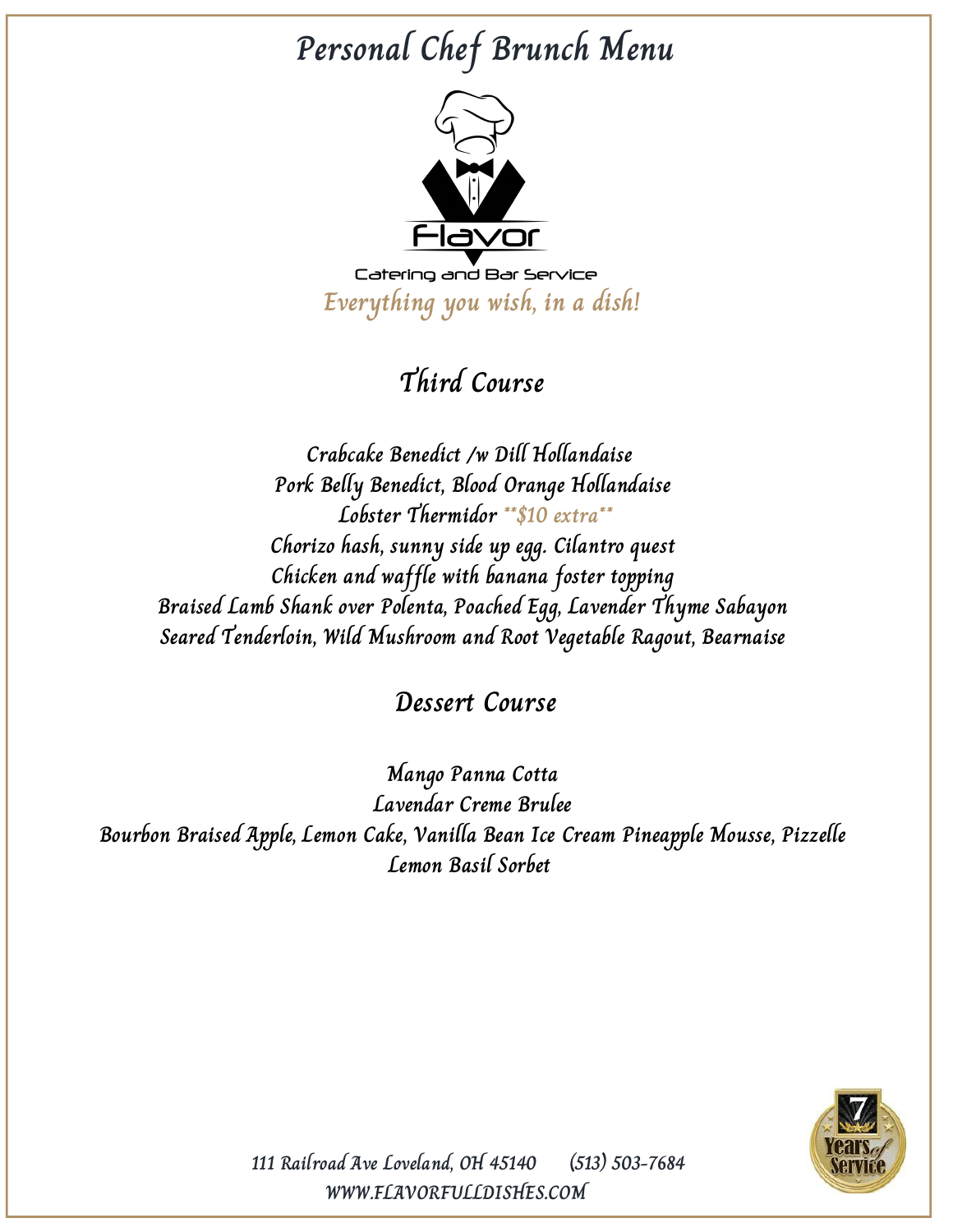# Personal Chef Brunch Menu

Flavor

Catering and Bar Service

*Everything you wish, in a dish!*

## Third Course

Crabcake Benedict /w Dill Hollandaise
Pork Belly Benedict, Blood Orange Hollandaise
Lobster Thermidor **$10 extra**
Chorizo hash, sunny side up egg. Cilantro quest
Chicken and waffle with banana foster topping
Braised Lamb Shank over Polenta, Poached Egg, Lavender Thyme Sabayon
Seared Tenderloin, Wild Mushroom and Root Vegetable Ragout, Bearnaise

## Dessert Course

Mango Panna Cotta
Lavendar Creme Brulee
Bourbon Braised Apple, Lemon Cake, Vanilla Bean Ice Cream Pineapple Mousse, Pizzelle
Lemon Basil Sorbet

7 Years of Service

111 Railroad Ave Loveland, OH 45140 (513) 503-7684
WWW.FLAVORFULLDISHES.COM